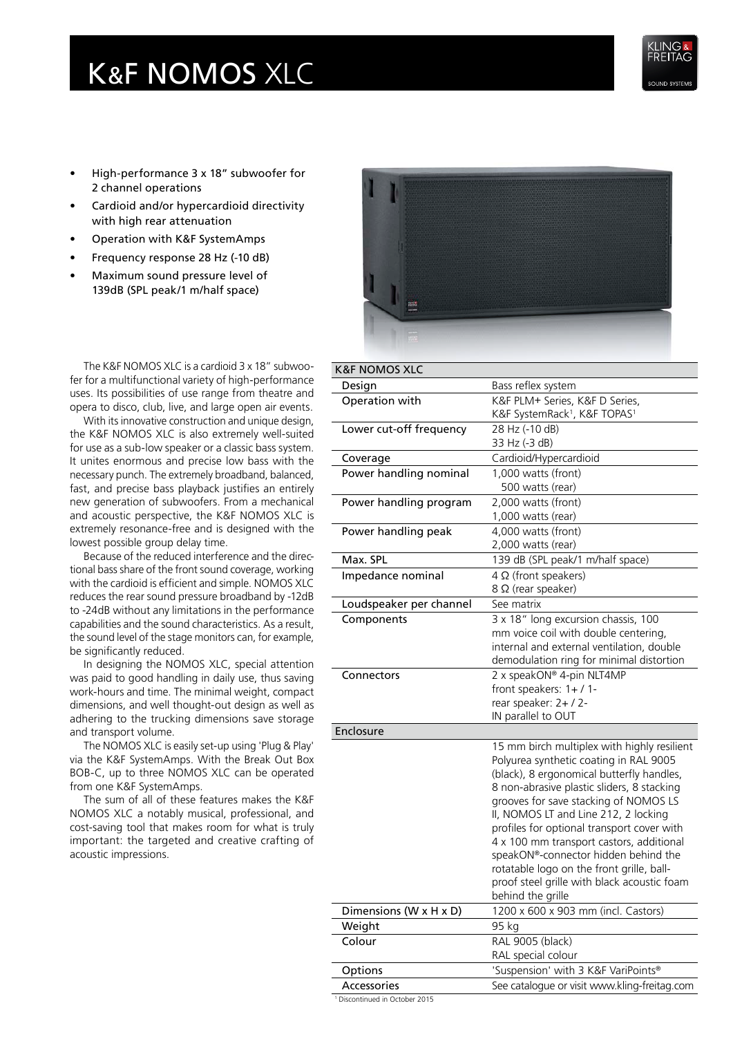# K&F NOMOS XLC

- High-performance 3 x 18" subwoofer for 2 channel operations
- Cardioid and/or hypercardioid directivity with high rear attenuation
- Operation with K&F SystemAmps
- Frequency response 28 Hz (-10 dB)
- Maximum sound pressure level of 139dB (SPL peak/1 m/half space)

The K&F NOMOS XLC is a cardioid 3 x 18" subwoofer for a multifunctional variety of high-performance uses. Its possibilities of use range from theatre and opera to disco, club, live, and large open air events.

With its innovative construction and unique design, the K&F NOMOS XLC is also extremely well-suited for use as a sub-low speaker or a classic bass system. It unites enormous and precise low bass with the necessary punch. The extremely broadband, balanced, fast, and precise bass playback justifies an entirely new generation of subwoofers. From a mechanical and acoustic perspective, the K&F NOMOS XLC is extremely resonance-free and is designed with the lowest possible group delay time.

Because of the reduced interference and the directional bass share of the front sound coverage, working with the cardioid is efficient and simple. NOMOS XLC reduces the rear sound pressure broadband by -12dB to -24dB without any limitations in the performance capabilities and the sound characteristics. As a result, the sound level of the stage monitors can, for example, be significantly reduced.

In designing the NOMOS XLC, special attention was paid to good handling in daily use, thus saving work-hours and time. The minimal weight, compact dimensions, and well thought-out design as well as adhering to the trucking dimensions save storage and transport volume.

The NOMOS XLC is easily set-up using 'Plug & Play' via the K&F SystemAmps. With the Break Out Box BOB-C, up to three NOMOS XLC can be operated from one K&F SystemAmps.

The sum of all of these features makes the K&F NOMOS XLC a notably musical, professional, and cost-saving tool that makes room for what is truly important: the targeted and creative crafting of acoustic impressions.

| K&F NOMOS XLC | |
|---|---|
| Design | Bass reflex system |
| Operation with | K&F PLM+ Series, K&F D Series, K&F SystemRack[1], K&F TOPAS[1] |
| Lower cut-off frequency | 28 Hz (-10 dB)<br>33 Hz (-3 dB) |
| Coverage | Cardioid/Hypercardioid |
| Power handling nominal | 1,000 watts (front)<br>500 watts (rear) |
| Power handling program | 2,000 watts (front)<br>1,000 watts (rear) |
| Power handling peak | 4,000 watts (front)<br>2,000 watts (rear) |
| Max. SPL | 139 dB (SPL peak/1 m/half space) |
| Impedance nominal | 4 Ω (front speakers)<br>8 Ω (rear speaker) |
| Loudspeaker per channel | See matrix |
| Components | 3 x 18" long excursion chassis, 100 mm voice coil with double centering, internal and external ventilation, double demodulation ring for minimal distortion |
| Connectors | 2 x speakON® 4-pin NLT4MP<br>front speakers: 1+ / 1-<br>rear speaker: 2+ / 2-<br>IN parallel to OUT |
| **Enclosure** | |
| | 15 mm birch multiplex with highly resilient Polyurea synthetic coating in RAL 9005 (black), 8 ergonomical butterfly handles, 8 non-abrasive plastic sliders, 8 stacking grooves for save stacking of NOMOS LS II, NOMOS LT and Line 212, 2 locking profiles for optional transport cover with 4 x 100 mm transport castors, additional speakON®-connector hidden behind the rotatable logo on the front grille, ball-proof steel grille with black acoustic foam behind the grille |
| Dimensions (W x H x D) | 1200 x 600 x 903 mm (incl. Castors) |
| Weight | 95 kg |
| Colour | RAL 9005 (black)<br>RAL special colour |
| Options | 'Suspension' with 3 K&F VariPoints® |
| Accessories | See catalogue or visit www.kling-freitag.com |

[1] Discontinued in October 2015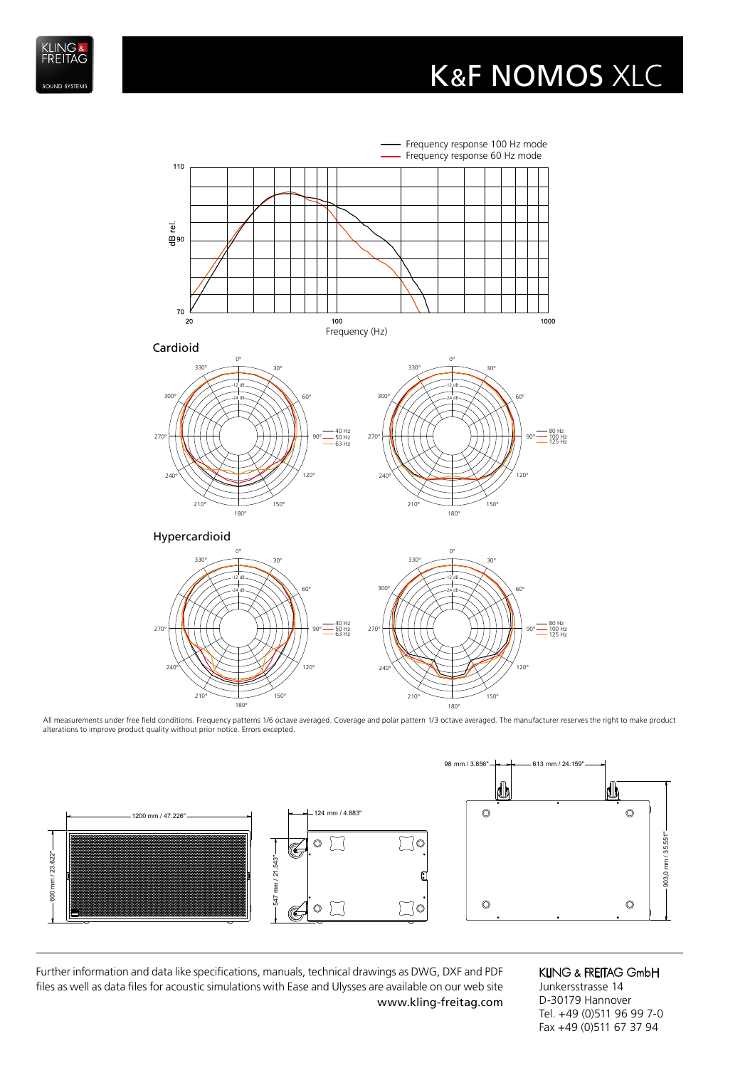# K&F NOMOS XLC

Frequency response 100 Hz mode
Frequency response 60 Hz mode

110
dB rel.
90
70
20
100
1000
Frequency (Hz)

## Cardioid

0° 30° 60° 90° 120° 150° 180° 210° 240° 270° 300° 330°
-12 dB
-24 dB
40 Hz
50 Hz
63 Hz

0° 30° 60° 90° 120° 150° 180° 210° 240° 270° 300° 330°
-12 dB
-24 dB
80 Hz
100 Hz
125 Hz

## Hypercardioid

0° 30° 60° 90° 120° 150° 180° 210° 240° 270° 300° 330°
-12 dB
-24 dB
40 Hz
50 Hz
63 Hz

0° 30° 60° 90° 120° 150° 180° 210° 240° 270° 300° 330°
-12 dB
-24 dB
80 Hz
100 Hz
125 Hz

All measurements under free field conditions. Frequency patterns 1/6 octave averaged. Coverage and polar pattern 1/3 octave averaged. The manufacturer reserves the right to make product alterations to improve product quality without prior notice. Errors excepted.

1200 mm / 47.226"
600 mm / 23.622"
124 mm / 4.883"
547 mm / 21.543"
98 mm / 3.856"
613 mm / 24.159"
903,0 mm / 35.551"

Further information and data like specifications, manuals, technical drawings as DWG, DXF and PDF files as well as data files for acoustic simulations with Ease and Ulysses are available on our web site www.kling-freitag.com

KLING & FREITAG GmbH
Junkersstrasse 14
D-30179 Hannover
Tel. +49 (0)511 96 99 7-0
Fax +49 (0)511 67 37 94